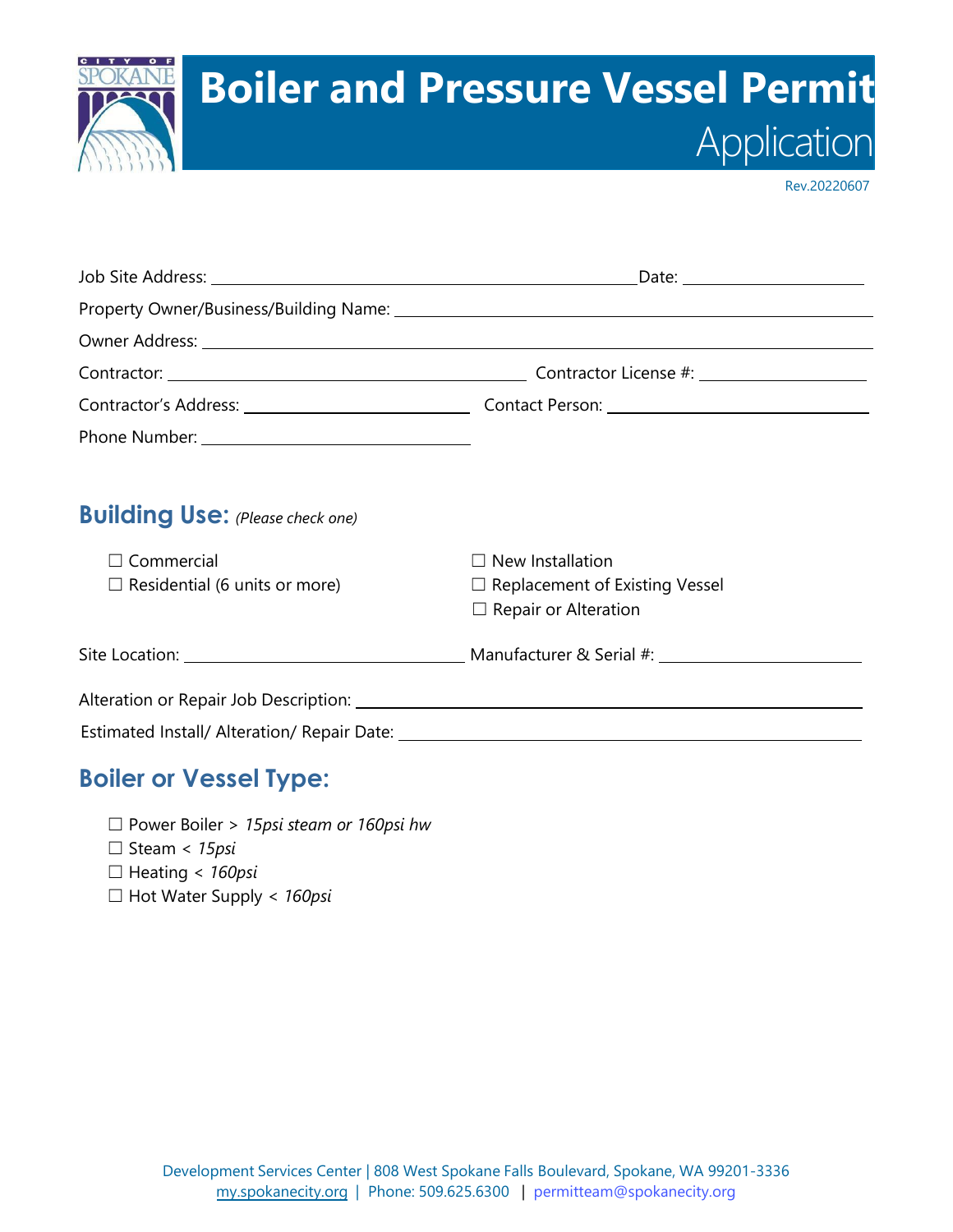# Boiler and Pressure Vessel Permit Application

Rev.20220607

Job Site Address: ______________________________ Date: ______________

Property Owner/Business/Building Name: ______________________________

Owner Address: ______________________________

Contractor: ______________________________ Contractor License #: ______________

Contractor's Address: ______________________________ Contact Person: ______________

Phone Number: ______________________________

## Building Use: *(Please check one)*

☐ Commercial

☐ Residential (6 units or more)

☐ New Installation

☐ Replacement of Existing Vessel

☐ Repair or Alteration

Site Location: ______________________________ Manufacturer & Serial #: ______________

Alteration or Repair Job Description: ______________________________

Estimated Install/ Alteration/ Repair Date: ______________________________

## Boiler or Vessel Type:

☐ Power Boiler > *15psi steam or 160psi hw*

☐ Steam < *15psi*

☐ Heating < *160psi*

☐ Hot Water Supply < *160psi*

Development Services Center | 808 West Spokane Falls Boulevard, Spokane, WA 99201-3336
my.spokanecity.org | Phone: 509.625.6300 | permitteam@spokanecity.org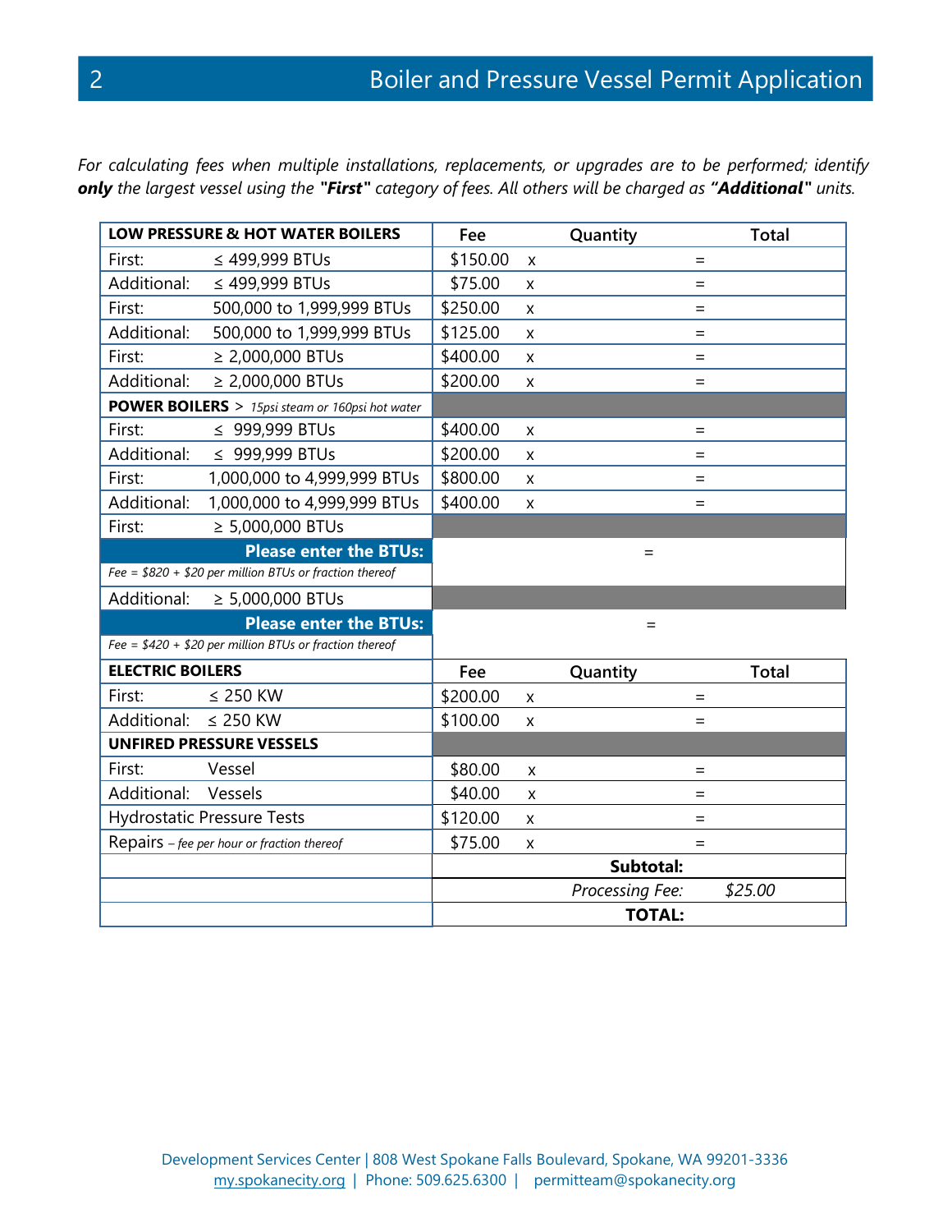*For calculating fees when multiple installations, replacements, or upgrades are to be performed; identify* ***only*** *the largest vessel using the* ***"First"*** *category of fees. All others will be charged as* ***"Additional"*** *units.*

| **LOW PRESSURE & HOT WATER BOILERS** | | **Fee** | | **Quantity** | | **Total** |
|---|---|---|---|---|---|---|
| First: | ≤ 499,999 BTUs | $150.00 | x | | = | |
| Additional: | ≤ 499,999 BTUs | $75.00 | x | | = | |
| First: | 500,000 to 1,999,999 BTUs | $250.00 | x | | = | |
| Additional: | 500,000 to 1,999,999 BTUs | $125.00 | x | | = | |
| First: | ≥ 2,000,000 BTUs | $400.00 | x | | = | |
| Additional: | ≥ 2,000,000 BTUs | $200.00 | x | | = | |
| **POWER BOILERS** > *15psi steam or 160psi hot water* | | | | | | |
| First: | ≤ 999,999 BTUs | $400.00 | x | | = | |
| Additional: | ≤ 999,999 BTUs | $200.00 | x | | = | |
| First: | 1,000,000 to 4,999,999 BTUs | $800.00 | x | | = | |
| Additional: | 1,000,000 to 4,999,999 BTUs | $400.00 | x | | = | |
| First: | ≥ 5,000,000 BTUs | | | | | |
| **Please enter the BTUs:** *Fee = $820 + $20 per million BTUs or fraction thereof* | | | | | = | |
| Additional: | ≥ 5,000,000 BTUs | | | | | |
| **Please enter the BTUs:** *Fee = $420 + $20 per million BTUs or fraction thereof* | | | | | = | |
| **ELECTRIC BOILERS** | | **Fee** | | **Quantity** | | **Total** |
| First: | ≤ 250 KW | $200.00 | x | | = | |
| Additional: | ≤ 250 KW | $100.00 | x | | = | |
| **UNFIRED PRESSURE VESSELS** | | | | | | |
| First: | Vessel | $80.00 | x | | = | |
| Additional: | Vessels | $40.00 | x | | = | |
| Hydrostatic Pressure Tests | | $120.00 | x | | = | |
| Repairs – *fee per hour or fraction thereof* | | $75.00 | x | | = | |
| | | | | **Subtotal:** | | |
| | | | | *Processing Fee:* | | *$25.00* |
| | | | | **TOTAL:** | | |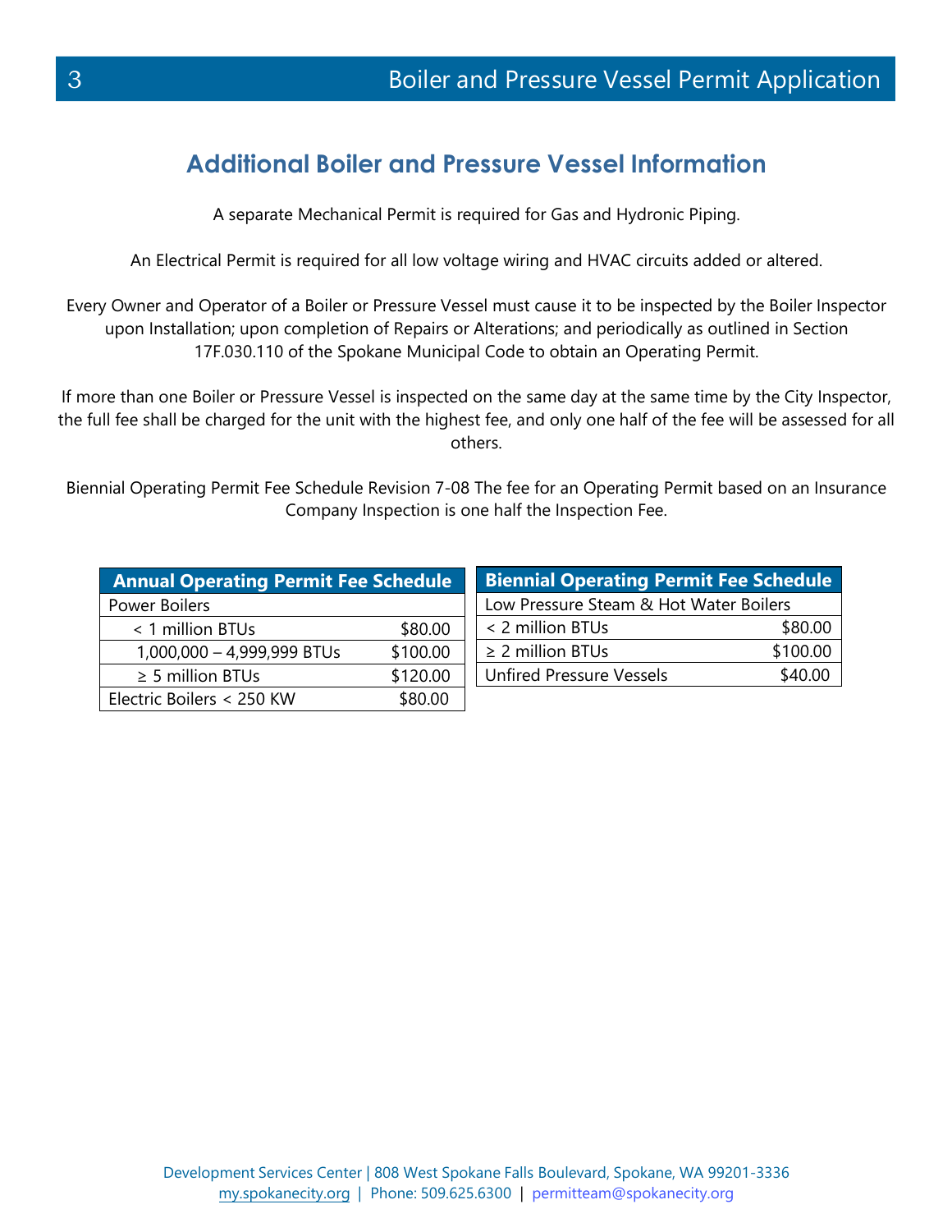## Additional Boiler and Pressure Vessel Information

A separate Mechanical Permit is required for Gas and Hydronic Piping.

An Electrical Permit is required for all low voltage wiring and HVAC circuits added or altered.

Every Owner and Operator of a Boiler or Pressure Vessel must cause it to be inspected by the Boiler Inspector upon Installation; upon completion of Repairs or Alterations; and periodically as outlined in Section 17F.030.110 of the Spokane Municipal Code to obtain an Operating Permit.

If more than one Boiler or Pressure Vessel is inspected on the same day at the same time by the City Inspector, the full fee shall be charged for the unit with the highest fee, and only one half of the fee will be assessed for all others.

Biennial Operating Permit Fee Schedule Revision 7-08 The fee for an Operating Permit based on an Insurance Company Inspection is one half the Inspection Fee.

| Annual Operating Permit Fee Schedule | |
|---|---|
| Power Boilers | |
| < 1 million BTUs | $80.00 |
| 1,000,000 – 4,999,999 BTUs | $100.00 |
| ≥ 5 million BTUs | $120.00 |
| Electric Boilers < 250 KW | $80.00 |

| Biennial Operating Permit Fee Schedule | |
|---|---|
| Low Pressure Steam & Hot Water Boilers | |
| < 2 million BTUs | $80.00 |
| ≥ 2 million BTUs | $100.00 |
| Unfired Pressure Vessels | $40.00 |

Development Services Center | 808 West Spokane Falls Boulevard, Spokane, WA 99201-3336
my.spokanecity.org | Phone: 509.625.6300 | permitteam@spokanecity.org